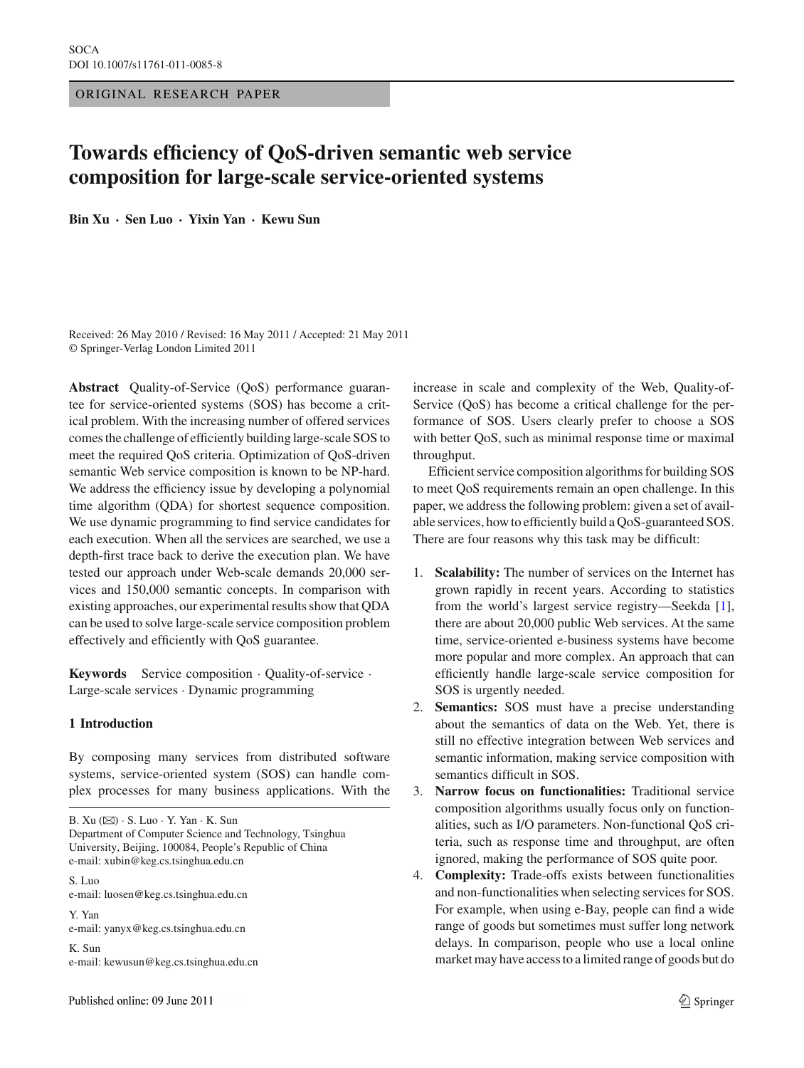SOCA
DOI 10.1007/s11761-011-0085-8

ORIGINAL RESEARCH PAPER

# Towards efficiency of QoS-driven semantic web service composition for large-scale service-oriented systems

**Bin Xu · Sen Luo · Yixin Yan · Kewu Sun**

Received: 26 May 2010 / Revised: 16 May 2011 / Accepted: 21 May 2011
© Springer-Verlag London Limited 2011

**Abstract** Quality-of-Service (QoS) performance guarantee for service-oriented systems (SOS) has become a critical problem. With the increasing number of offered services comes the challenge of efficiently building large-scale SOS to meet the required QoS criteria. Optimization of QoS-driven semantic Web service composition is known to be NP-hard. We address the efficiency issue by developing a polynomial time algorithm (QDA) for shortest sequence composition. We use dynamic programming to find service candidates for each execution. When all the services are searched, we use a depth-first trace back to derive the execution plan. We have tested our approach under Web-scale demands 20,000 services and 150,000 semantic concepts. In comparison with existing approaches, our experimental results show that QDA can be used to solve large-scale service composition problem effectively and efficiently with QoS guarantee.

**Keywords** Service composition · Quality-of-service · Large-scale services · Dynamic programming

## 1 Introduction

By composing many services from distributed software systems, service-oriented system (SOS) can handle complex processes for many business applications. With the increase in scale and complexity of the Web, Quality-of-Service (QoS) has become a critical challenge for the performance of SOS. Users clearly prefer to choose a SOS with better QoS, such as minimal response time or maximal throughput.

Efficient service composition algorithms for building SOS to meet QoS requirements remain an open challenge. In this paper, we address the following problem: given a set of available services, how to efficiently build a QoS-guaranteed SOS. There are four reasons why this task may be difficult:

1. **Scalability:** The number of services on the Internet has grown rapidly in recent years. According to statistics from the world's largest service registry—Seekda [1], there are about 20,000 public Web services. At the same time, service-oriented e-business systems have become more popular and more complex. An approach that can efficiently handle large-scale service composition for SOS is urgently needed.
2. **Semantics:** SOS must have a precise understanding about the semantics of data on the Web. Yet, there is still no effective integration between Web services and semantic information, making service composition with semantics difficult in SOS.
3. **Narrow focus on functionalities:** Traditional service composition algorithms usually focus only on functionalities, such as I/O parameters. Non-functional QoS criteria, such as response time and throughput, are often ignored, making the performance of SOS quite poor.
4. **Complexity:** Trade-offs exists between functionalities and non-functionalities when selecting services for SOS. For example, when using e-Bay, people can find a wide range of goods but sometimes must suffer long network delays. In comparison, people who use a local online market may have access to a limited range of goods but do

B. Xu (✉) · S. Luo · Y. Yan · K. Sun
Department of Computer Science and Technology, Tsinghua University, Beijing, 100084, People's Republic of China
e-mail: xubin@keg.cs.tsinghua.edu.cn

S. Luo
e-mail: luosen@keg.cs.tsinghua.edu.cn

Y. Yan
e-mail: yanyx@keg.cs.tsinghua.edu.cn

K. Sun
e-mail: kewusun@keg.cs.tsinghua.edu.cn

Published online: 09 June 2011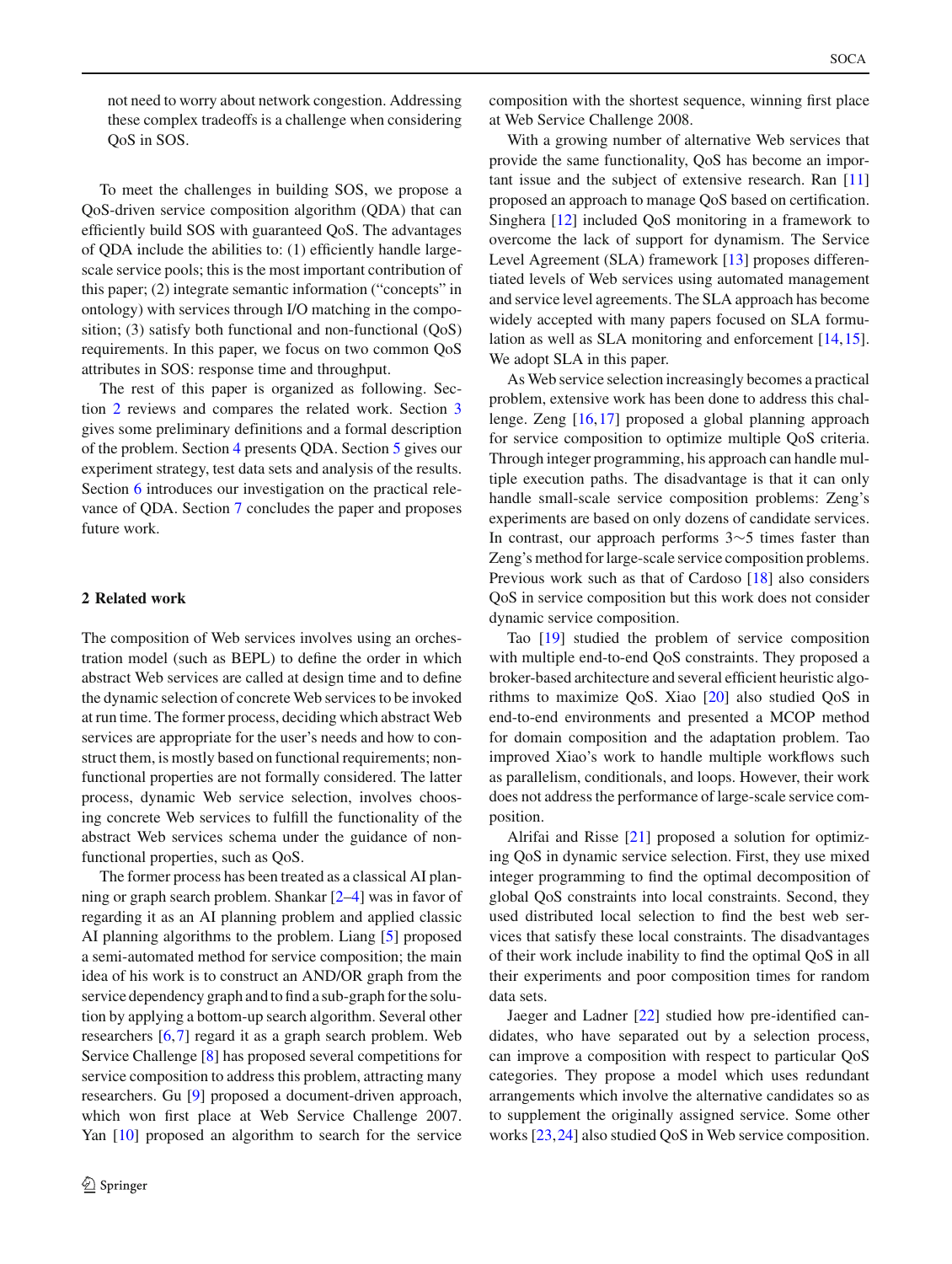not need to worry about network congestion. Addressing these complex tradeoffs is a challenge when considering QoS in SOS.

To meet the challenges in building SOS, we propose a QoS-driven service composition algorithm (QDA) that can efficiently build SOS with guaranteed QoS. The advantages of QDA include the abilities to: (1) efficiently handle large-scale service pools; this is the most important contribution of this paper; (2) integrate semantic information ("concepts" in ontology) with services through I/O matching in the composition; (3) satisfy both functional and non-functional (QoS) requirements. In this paper, we focus on two common QoS attributes in SOS: response time and throughput.

The rest of this paper is organized as following. Section 2 reviews and compares the related work. Section 3 gives some preliminary definitions and a formal description of the problem. Section 4 presents QDA. Section 5 gives our experiment strategy, test data sets and analysis of the results. Section 6 introduces our investigation on the practical relevance of QDA. Section 7 concludes the paper and proposes future work.

## 2 Related work

The composition of Web services involves using an orchestration model (such as BEPL) to define the order in which abstract Web services are called at design time and to define the dynamic selection of concrete Web services to be invoked at run time. The former process, deciding which abstract Web services are appropriate for the user's needs and how to construct them, is mostly based on functional requirements; non-functional properties are not formally considered. The latter process, dynamic Web service selection, involves choosing concrete Web services to fulfill the functionality of the abstract Web services schema under the guidance of non-functional properties, such as QoS.

The former process has been treated as a classical AI planning or graph search problem. Shankar [2–4] was in favor of regarding it as an AI planning problem and applied classic AI planning algorithms to the problem. Liang [5] proposed a semi-automated method for service composition; the main idea of his work is to construct an AND/OR graph from the service dependency graph and to find a sub-graph for the solution by applying a bottom-up search algorithm. Several other researchers [6,7] regard it as a graph search problem. Web Service Challenge [8] has proposed several competitions for service composition to address this problem, attracting many researchers. Gu [9] proposed a document-driven approach, which won first place at Web Service Challenge 2007. Yan [10] proposed an algorithm to search for the service composition with the shortest sequence, winning first place at Web Service Challenge 2008.

With a growing number of alternative Web services that provide the same functionality, QoS has become an important issue and the subject of extensive research. Ran [11] proposed an approach to manage QoS based on certification. Singhera [12] included QoS monitoring in a framework to overcome the lack of support for dynamism. The Service Level Agreement (SLA) framework [13] proposes differentiated levels of Web services using automated management and service level agreements. The SLA approach has become widely accepted with many papers focused on SLA formulation as well as SLA monitoring and enforcement [14,15]. We adopt SLA in this paper.

As Web service selection increasingly becomes a practical problem, extensive work has been done to address this challenge. Zeng [16,17] proposed a global planning approach for service composition to optimize multiple QoS criteria. Through integer programming, his approach can handle multiple execution paths. The disadvantage is that it can only handle small-scale service composition problems: Zeng's experiments are based on only dozens of candidate services. In contrast, our approach performs 3∼5 times faster than Zeng's method for large-scale service composition problems. Previous work such as that of Cardoso [18] also considers QoS in service composition but this work does not consider dynamic service composition.

Tao [19] studied the problem of service composition with multiple end-to-end QoS constraints. They proposed a broker-based architecture and several efficient heuristic algorithms to maximize QoS. Xiao [20] also studied QoS in end-to-end environments and presented a MCOP method for domain composition and the adaptation problem. Tao improved Xiao's work to handle multiple workflows such as parallelism, conditionals, and loops. However, their work does not address the performance of large-scale service composition.

Alrifai and Risse [21] proposed a solution for optimizing QoS in dynamic service selection. First, they use mixed integer programming to find the optimal decomposition of global QoS constraints into local constraints. Second, they used distributed local selection to find the best web services that satisfy these local constraints. The disadvantages of their work include inability to find the optimal QoS in all their experiments and poor composition times for random data sets.

Jaeger and Ladner [22] studied how pre-identified candidates, who have separated out by a selection process, can improve a composition with respect to particular QoS categories. They propose a model which uses redundant arrangements which involve the alternative candidates so as to supplement the originally assigned service. Some other works [23,24] also studied QoS in Web service composition.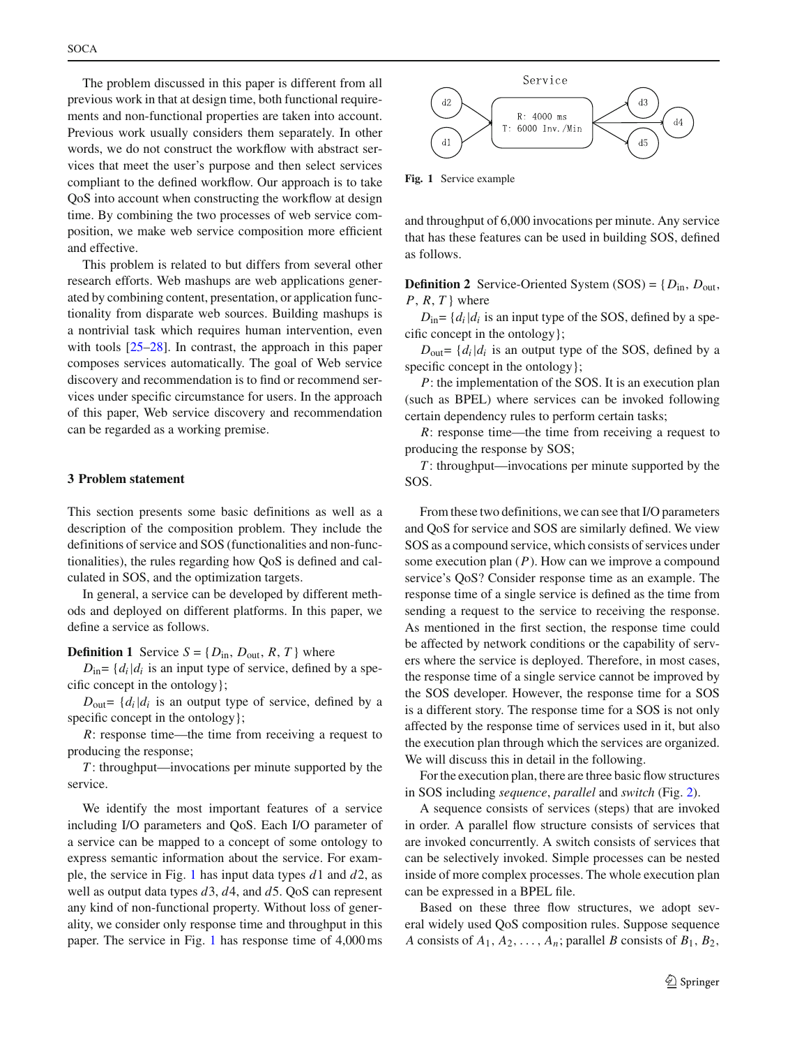The problem discussed in this paper is different from all previous work in that at design time, both functional requirements and non-functional properties are taken into account. Previous work usually considers them separately. In other words, we do not construct the workflow with abstract services that meet the user's purpose and then select services compliant to the defined workflow. Our approach is to take QoS into account when constructing the workflow at design time. By combining the two processes of web service composition, we make web service composition more efficient and effective.

This problem is related to but differs from several other research efforts. Web mashups are web applications generated by combining content, presentation, or application functionality from disparate web sources. Building mashups is a nontrivial task which requires human intervention, even with tools [25–28]. In contrast, the approach in this paper composes services automatically. The goal of Web service discovery and recommendation is to find or recommend services under specific circumstance for users. In the approach of this paper, Web service discovery and recommendation can be regarded as a working premise.

## 3 Problem statement

This section presents some basic definitions as well as a description of the composition problem. They include the definitions of service and SOS (functionalities and non-functionalities), the rules regarding how QoS is defined and calculated in SOS, and the optimization targets.

In general, a service can be developed by different methods and deployed on different platforms. In this paper, we define a service as follows.

**Definition 1** Service $S = \{D_{\text{in}}, D_{\text{out}}, R, T\}$ where

$D_{\text{in}} = \{d_i | d_i$ is an input type of service, defined by a specific concept in the ontology$\}$;

$D_{\text{out}} = \{d_i | d_i$ is an output type of service, defined by a specific concept in the ontology$\}$;

$R$: response time—the time from receiving a request to producing the response;

$T$: throughput—invocations per minute supported by the service.

We identify the most important features of a service including I/O parameters and QoS. Each I/O parameter of a service can be mapped to a concept of some ontology to express semantic information about the service. For example, the service in Fig. 1 has input data types $d1$ and $d2$, as well as output data types $d3$, $d4$, and $d5$. QoS can represent any kind of non-functional property. Without loss of generality, we consider only response time and throughput in this paper. The service in Fig. 1 has response time of 4,000 ms and throughput of 6,000 invocations per minute. Any service that has these features can be used in building SOS, defined as follows.

**Fig. 1** Service example

**Definition 2** Service-Oriented System (SOS) = $\{D_{\text{in}}, D_{\text{out}}, P, R, T\}$ where

$D_{\text{in}} = \{d_i | d_i$ is an input type of the SOS, defined by a specific concept in the ontology$\}$;

$D_{\text{out}} = \{d_i | d_i$ is an output type of the SOS, defined by a specific concept in the ontology$\}$;

$P$: the implementation of the SOS. It is an execution plan (such as BPEL) where services can be invoked following certain dependency rules to perform certain tasks;

$R$: response time—the time from receiving a request to producing the response by SOS;

$T$: throughput—invocations per minute supported by the SOS.

From these two definitions, we can see that I/O parameters and QoS for service and SOS are similarly defined. We view SOS as a compound service, which consists of services under some execution plan ($P$). How can we improve a compound service's QoS? Consider response time as an example. The response time of a single service is defined as the time from sending a request to the service to receiving the response. As mentioned in the first section, the response time could be affected by network conditions or the capability of servers where the service is deployed. Therefore, in most cases, the response time of a single service cannot be improved by the SOS developer. However, the response time for a SOS is a different story. The response time for a SOS is not only affected by the response time of services used in it, but also the execution plan through which the services are organized. We will discuss this in detail in the following.

For the execution plan, there are three basic flow structures in SOS including *sequence*, *parallel* and *switch* (Fig. 2).

A sequence consists of services (steps) that are invoked in order. A parallel flow structure consists of services that are invoked concurrently. A switch consists of services that can be selectively invoked. Simple processes can be nested inside of more complex processes. The whole execution plan can be expressed in a BPEL file.

Based on these three flow structures, we adopt several widely used QoS composition rules. Suppose sequence $A$ consists of $A_1, A_2, \ldots, A_n$; parallel $B$ consists of $B_1, B_2,$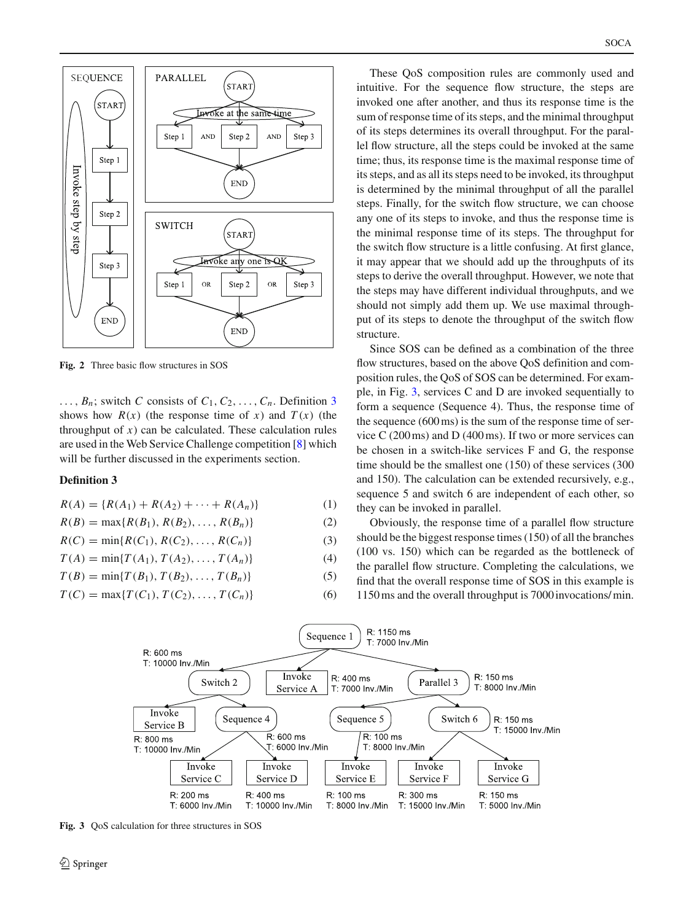Fig. 2 Three basic flow structures in SOS

..., $B_n$; switch $C$ consists of $C_1, C_2, \ldots, C_n$. Definition 3 shows how $R(x)$ (the response time of $x$) and $T(x)$ (the throughput of $x$) can be calculated. These calculation rules are used in the Web Service Challenge competition [8] which will be further discussed in the experiments section.

**Definition 3**

$$R(A) = \{R(A_1) + R(A_2) + \cdots + R(A_n)\} \quad (1)$$

$$R(B) = \max\{R(B_1), R(B_2), \ldots, R(B_n)\} \quad (2)$$

$$R(C) = \min\{R(C_1), R(C_2), \ldots, R(C_n)\} \quad (3)$$

$$T(A) = \min\{T(A_1), T(A_2), \ldots, T(A_n)\} \quad (4)$$

$$T(B) = \min\{T(B_1), T(B_2), \ldots, T(B_n)\} \quad (5)$$

$$T(C) = \max\{T(C_1), T(C_2), \ldots, T(C_n)\} \quad (6)$$

These QoS composition rules are commonly used and intuitive. For the sequence flow structure, the steps are invoked one after another, and thus its response time is the sum of response time of its steps, and the minimal throughput of its steps determines its overall throughput. For the parallel flow structure, all the steps could be invoked at the same time; thus, its response time is the maximal response time of its steps, and as all its steps need to be invoked, its throughput is determined by the minimal throughput of all the parallel steps. Finally, for the switch flow structure, we can choose any one of its steps to invoke, and thus the response time is the minimal response time of its steps. The throughput for the switch flow structure is a little confusing. At first glance, it may appear that we should add up the throughputs of its steps to derive the overall throughput. However, we note that the steps may have different individual throughputs, and we should not simply add them up. We use maximal throughput of its steps to denote the throughput of the switch flow structure.

Since SOS can be defined as a combination of the three flow structures, based on the above QoS definition and composition rules, the QoS of SOS can be determined. For example, in Fig. 3, services C and D are invoked sequentially to form a sequence (Sequence 4). Thus, the response time of the sequence (600 ms) is the sum of the response time of service C (200 ms) and D (400 ms). If two or more services can be chosen in a switch-like services F and G, the response time should be the smallest one (150) of these services (300 and 150). The calculation can be extended recursively, e.g., sequence 5 and switch 6 are independent of each other, so they can be invoked in parallel.

Obviously, the response time of a parallel flow structure should be the biggest response times (150) of all the branches (100 vs. 150) which can be regarded as the bottleneck of the parallel flow structure. Completing the calculations, we find that the overall response time of SOS in this example is 1150 ms and the overall throughput is 7000 invocations/ min.

Fig. 3 QoS calculation for three structures in SOS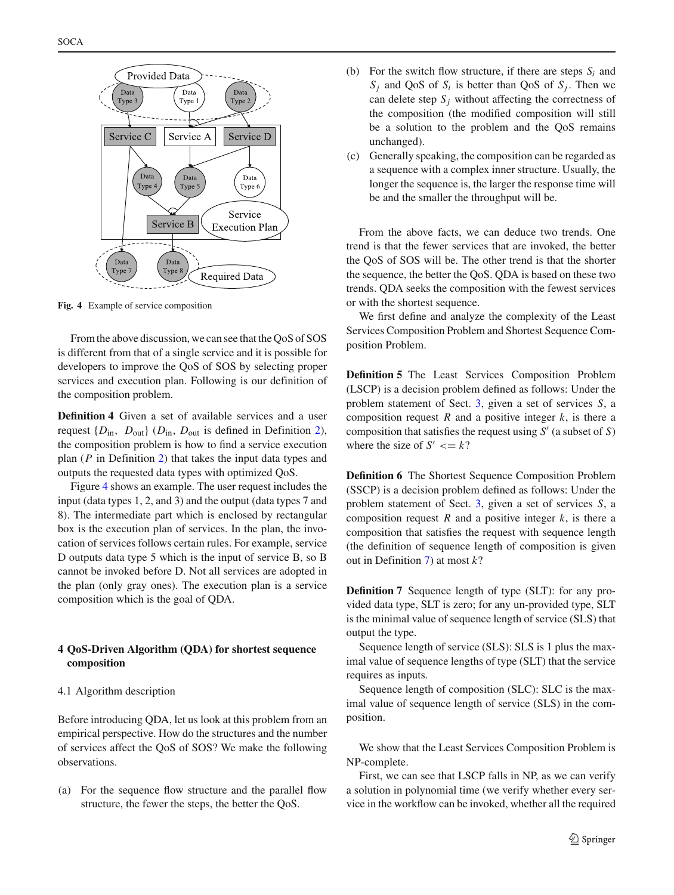Fig. 4 Example of service composition

From the above discussion, we can see that the QoS of SOS is different from that of a single service and it is possible for developers to improve the QoS of SOS by selecting proper services and execution plan. Following is our definition of the composition problem.

**Definition 4** Given a set of available services and a user request $\{D_{\text{in}}, D_{\text{out}}\}$ ($D_{\text{in}}$, $D_{\text{out}}$ is defined in Definition 2), the composition problem is how to find a service execution plan ($P$ in Definition 2) that takes the input data types and outputs the requested data types with optimized QoS.

Figure 4 shows an example. The user request includes the input (data types 1, 2, and 3) and the output (data types 7 and 8). The intermediate part which is enclosed by rectangular box is the execution plan of services. In the plan, the invocation of services follows certain rules. For example, service D outputs data type 5 which is the input of service B, so B cannot be invoked before D. Not all services are adopted in the plan (only gray ones). The execution plan is a service composition which is the goal of QDA.

## 4 QoS-Driven Algorithm (QDA) for shortest sequence composition

### 4.1 Algorithm description

Before introducing QDA, let us look at this problem from an empirical perspective. How do the structures and the number of services affect the QoS of SOS? We make the following observations.

(a) For the sequence flow structure and the parallel flow structure, the fewer the steps, the better the QoS.

(b) For the switch flow structure, if there are steps $S_i$ and $S_j$ and QoS of $S_i$ is better than QoS of $S_j$. Then we can delete step $S_j$ without affecting the correctness of the composition (the modified composition will still be a solution to the problem and the QoS remains unchanged).

(c) Generally speaking, the composition can be regarded as a sequence with a complex inner structure. Usually, the longer the sequence is, the larger the response time will be and the smaller the throughput will be.

From the above facts, we can deduce two trends. One trend is that the fewer services that are invoked, the better the QoS of SOS will be. The other trend is that the shorter the sequence, the better the QoS. QDA is based on these two trends. QDA seeks the composition with the fewest services or with the shortest sequence.

We first define and analyze the complexity of the Least Services Composition Problem and Shortest Sequence Composition Problem.

**Definition 5** The Least Services Composition Problem (LSCP) is a decision problem defined as follows: Under the problem statement of Sect. 3, given a set of services $S$, a composition request $R$ and a positive integer $k$, is there a composition that satisfies the request using $S'$ (a subset of $S$) where the size of $S' <= k$?

**Definition 6** The Shortest Sequence Composition Problem (SSCP) is a decision problem defined as follows: Under the problem statement of Sect. 3, given a set of services $S$, a composition request $R$ and a positive integer $k$, is there a composition that satisfies the request with sequence length (the definition of sequence length of composition is given out in Definition 7) at most $k$?

**Definition 7** Sequence length of type (SLT): for any provided data type, SLT is zero; for any un-provided type, SLT is the minimal value of sequence length of service (SLS) that output the type.

Sequence length of service (SLS): SLS is 1 plus the maximal value of sequence lengths of type (SLT) that the service requires as inputs.

Sequence length of composition (SLC): SLC is the maximal value of sequence length of service (SLS) in the composition.

We show that the Least Services Composition Problem is NP-complete.

First, we can see that LSCP falls in NP, as we can verify a solution in polynomial time (we verify whether every service in the workflow can be invoked, whether all the required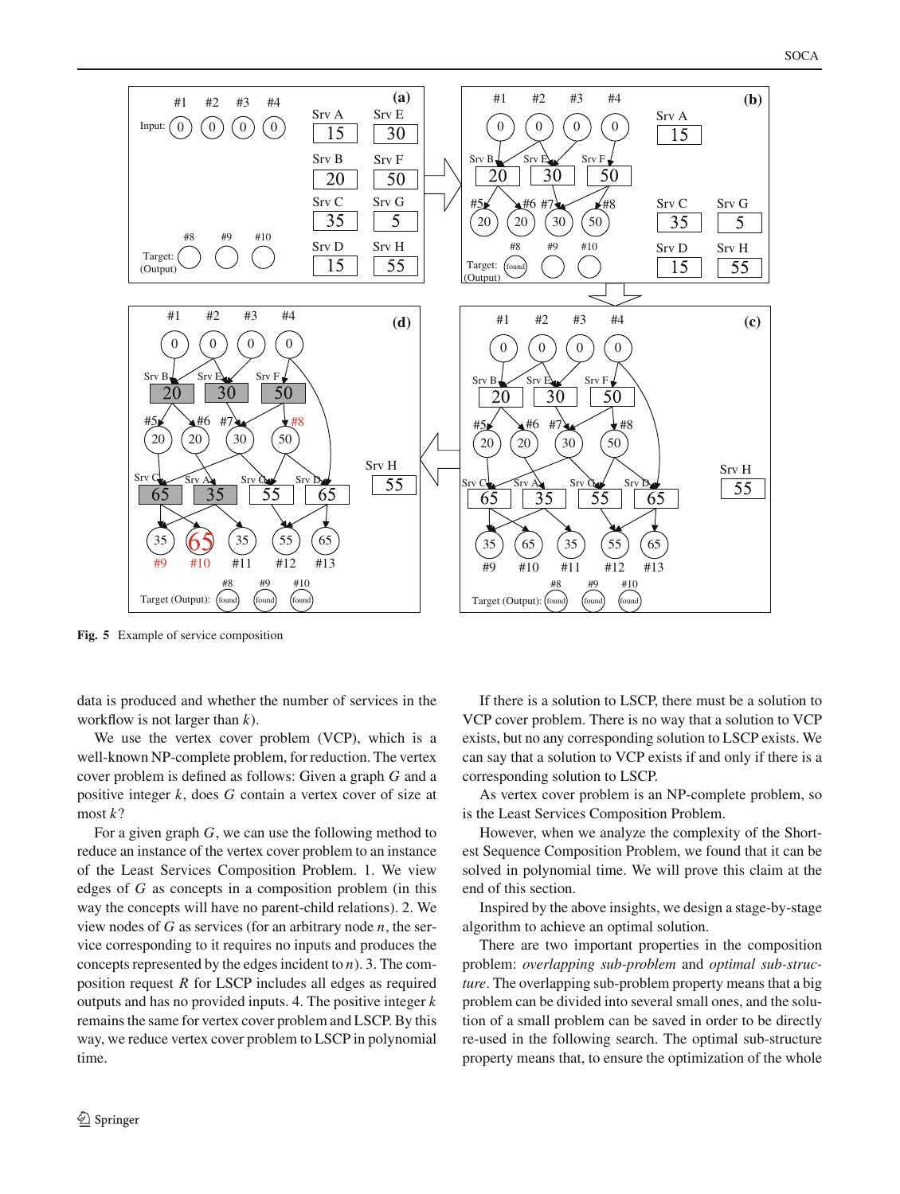Fig. 5 Example of service composition

data is produced and whether the number of services in the workflow is not larger than $k$).

We use the vertex cover problem (VCP), which is a well-known NP-complete problem, for reduction. The vertex cover problem is defined as follows: Given a graph $G$ and a positive integer $k$, does $G$ contain a vertex cover of size at most $k$?

For a given graph $G$, we can use the following method to reduce an instance of the vertex cover problem to an instance of the Least Services Composition Problem. 1. We view edges of $G$ as concepts in a composition problem (in this way the concepts will have no parent-child relations). 2. We view nodes of $G$ as services (for an arbitrary node $n$, the service corresponding to it requires no inputs and produces the concepts represented by the edges incident to $n$). 3. The composition request $R$ for LSCP includes all edges as required outputs and has no provided inputs. 4. The positive integer $k$ remains the same for vertex cover problem and LSCP. By this way, we reduce vertex cover problem to LSCP in polynomial time.

If there is a solution to LSCP, there must be a solution to VCP cover problem. There is no way that a solution to VCP exists, but no any corresponding solution to LSCP exists. We can say that a solution to VCP exists if and only if there is a corresponding solution to LSCP.

As vertex cover problem is an NP-complete problem, so is the Least Services Composition Problem.

However, when we analyze the complexity of the Shortest Sequence Composition Problem, we found that it can be solved in polynomial time. We will prove this claim at the end of this section.

Inspired by the above insights, we design a stage-by-stage algorithm to achieve an optimal solution.

There are two important properties in the composition problem: *overlapping sub-problem* and *optimal sub-structure*. The overlapping sub-problem property means that a big problem can be divided into several small ones, and the solution of a small problem can be saved in order to be directly re-used in the following search. The optimal sub-structure property means that, to ensure the optimization of the whole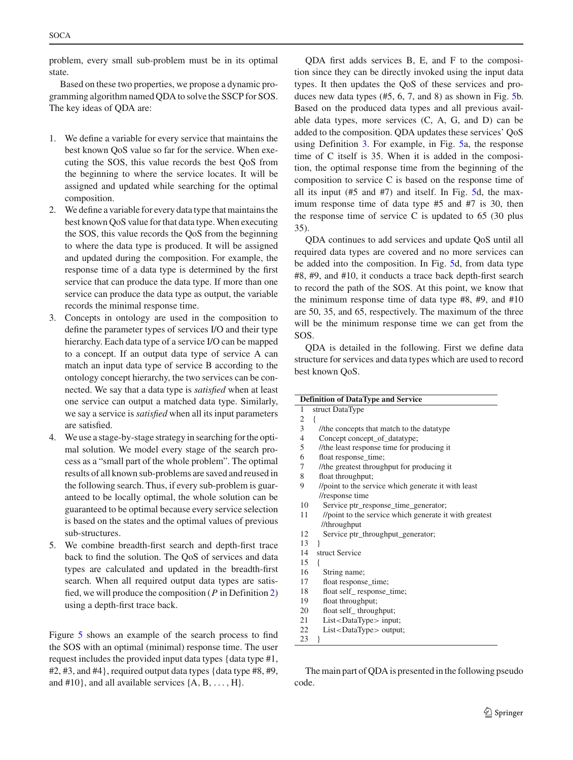problem, every small sub-problem must be in its optimal state.

Based on these two properties, we propose a dynamic programming algorithm named QDA to solve the SSCP for SOS. The key ideas of QDA are:

1. We define a variable for every service that maintains the best known QoS value so far for the service. When executing the SOS, this value records the best QoS from the beginning to where the service locates. It will be assigned and updated while searching for the optimal composition.
2. We define a variable for every data type that maintains the best known QoS value for that data type. When executing the SOS, this value records the QoS from the beginning to where the data type is produced. It will be assigned and updated during the composition. For example, the response time of a data type is determined by the first service that can produce the data type. If more than one service can produce the data type as output, the variable records the minimal response time.
3. Concepts in ontology are used in the composition to define the parameter types of services I/O and their type hierarchy. Each data type of a service I/O can be mapped to a concept. If an output data type of service A can match an input data type of service B according to the ontology concept hierarchy, the two services can be connected. We say that a data type is *satisfied* when at least one service can output a matched data type. Similarly, we say a service is *satisfied* when all its input parameters are satisfied.
4. We use a stage-by-stage strategy in searching for the optimal solution. We model every stage of the search process as a "small part of the whole problem". The optimal results of all known sub-problems are saved and reused in the following search. Thus, if every sub-problem is guaranteed to be locally optimal, the whole solution can be guaranteed to be optimal because every service selection is based on the states and the optimal values of previous sub-structures.
5. We combine breadth-first search and depth-first trace back to find the solution. The QoS of services and data types are calculated and updated in the breadth-first search. When all required output data types are satisfied, we will produce the composition ($P$ in Definition 2) using a depth-first trace back.

Figure 5 shows an example of the search process to find the SOS with an optimal (minimal) response time. The user request includes the provided input data types {data type #1, #2, #3, and #4}, required output data types {data type #8, #9, and #10}, and all available services {A, B, ..., H}.

QDA first adds services B, E, and F to the composition since they can be directly invoked using the input data types. It then updates the QoS of these services and produces new data types (#5, 6, 7, and 8) as shown in Fig. 5b. Based on the produced data types and all previous available data types, more services (C, A, G, and D) can be added to the composition. QDA updates these services' QoS using Definition 3. For example, in Fig. 5a, the response time of C itself is 35. When it is added in the composition, the optimal response time from the beginning of the composition to service C is based on the response time of all its input (#5 and #7) and itself. In Fig. 5d, the maximum response time of data type #5 and #7 is 30, then the response time of service C is updated to 65 (30 plus 35).

QDA continues to add services and update QoS until all required data types are covered and no more services can be added into the composition. In Fig. 5d, from data type #8, #9, and #10, it conducts a trace back depth-first search to record the path of the SOS. At this point, we know that the minimum response time of data type #8, #9, and #10 are 50, 35, and 65, respectively. The maximum of the three will be the minimum response time we can get from the SOS.

QDA is detailed in the following. First we define data structure for services and data types which are used to record best known QoS.

**Definition of DataType and Service**

```
1   struct DataType
2   {
3     //the concepts that match to the datatype
4     Concept concept_of_datatype;
5     //the least response time for producing it
6     float response_time;
7     //the greatest throughput for producing it
8     float throughput;
9     //point to the service which generate it with least
      //response time
10     Service ptr_response_time_generator;
11     //point to the service which generate it with greatest
       //throughput
12     Service ptr_throughput_generator;
13   }
14   struct Service
15   {
16     String name;
17     float response_time;
18     float self_ response_time;
19     float throughput;
20     float self_ throughput;
21     List<DataType> input;
22     List<DataType> output;
23   }
```

The main part of QDA is presented in the following pseudo code.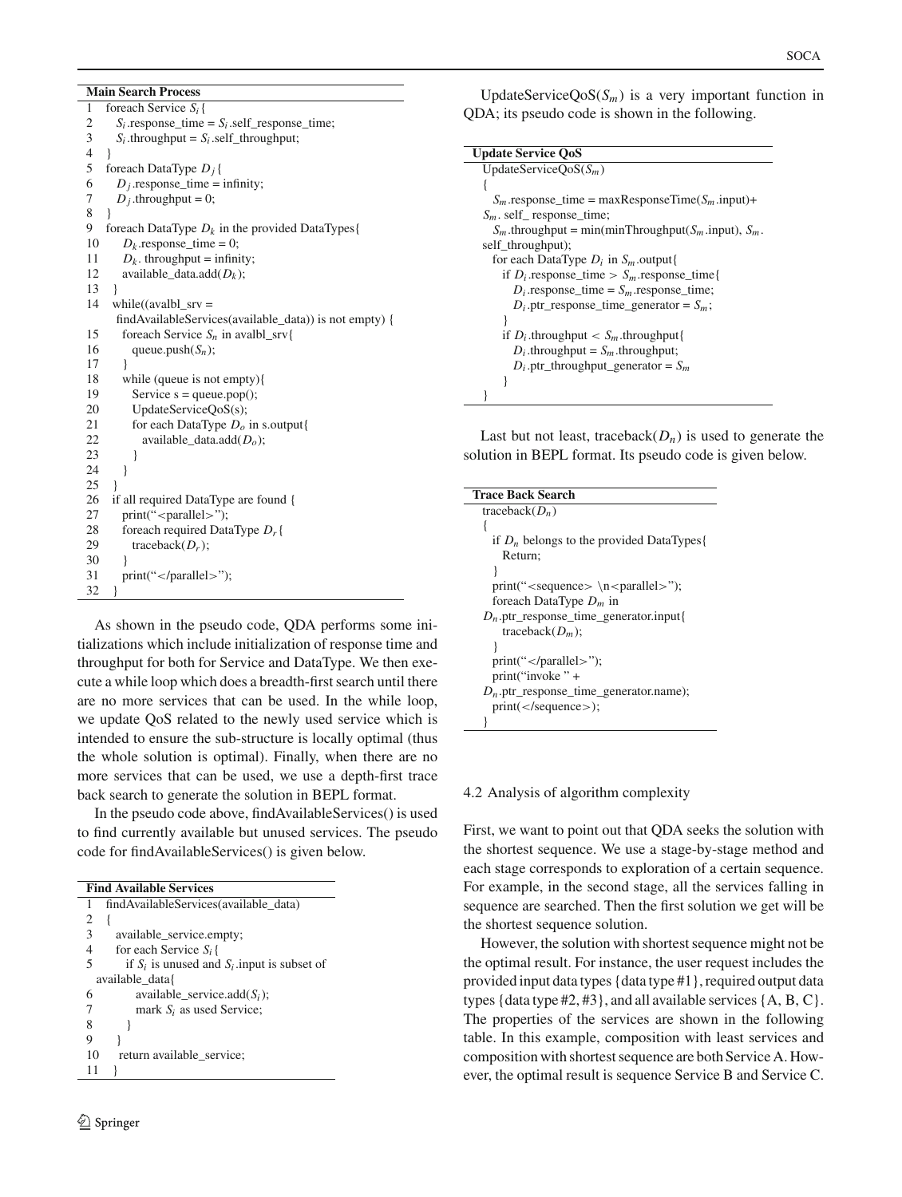**Main Search Process**

```
1   foreach Service S_i{
2     S_i.response_time = S_i.self_response_time;
3     S_i.throughput = S_i.self_throughput;
4   }
5   foreach DataType D_j{
6     D_j.response_time = infinity;
7     D_j.throughput = 0;
8   }
9   foreach DataType D_k in the provided DataTypes{
10     D_k.response_time = 0;
11     D_k. throughput = infinity;
12     available_data.add(D_k);
13   }
14   while((avalbl_srv =
     findAvailableServices(available_data)) is not empty) {
15     foreach Service S_n in avalbl_srv{
16       queue.push(S_n);
17     }
18     while (queue is not empty){
19       Service s = queue.pop();
20       UpdateServiceQoS(s);
21       for each DataType D_o in s.output{
22         available_data.add(D_o);
23       }
24     }
25   }
26   if all required DataType are found {
27     print("<parallel>");
28     foreach required DataType D_r{
29       traceback(D_r);
30     }
31     print("</parallel>");
32   }
```

As shown in the pseudo code, QDA performs some initializations which include initialization of response time and throughput for both for Service and DataType. We then execute a while loop which does a breadth-first search until there are no more services that can be used. In the while loop, we update QoS related to the newly used service which is intended to ensure the sub-structure is locally optimal (thus the whole solution is optimal). Finally, when there are no more services that can be used, we use a depth-first trace back search to generate the solution in BEPL format.

In the pseudo code above, findAvailableServices() is used to find currently available but unused services. The pseudo code for findAvailableServices() is given below.

**Find Available Services**

```
1   findAvailableServices(available_data)
2   {
3     available_service.empty;
4     for each Service S_i{
5       if S_i is unused and S_i.input is subset of
    available_data{
6         available_service.add(S_i);
7         mark S_i as used Service;
8       }
9     }
10    return available_service;
11  }
```

UpdateServiceQoS($S_m$) is a very important function in QDA; its pseudo code is shown in the following.

**Update Service QoS**

```
UpdateServiceQoS(S_m)
{
  S_m.response_time = maxResponseTime(S_m.input)+
S_m. self_ response_time;
  S_m.throughput = min(minThroughput(S_m.input), S_m.
self_throughput);
  for each DataType D_i in S_m.output{
    if D_i.response_time > S_m.response_time{
      D_i.response_time = S_m.response_time;
      D_i.ptr_response_time_generator = S_m;
    }
    if D_i.throughput < S_m.throughput{
      D_i.throughput = S_m.throughput;
      D_i.ptr_throughput_generator = S_m
    }
  }
}
```

Last but not least, traceback($D_n$) is used to generate the solution in BEPL format. Its pseudo code is given below.

**Trace Back Search**

```
traceback(D_n)
{
  if D_n belongs to the provided DataTypes{
    Return;
  }
  print("<sequence> \n<parallel>");
  foreach DataType D_m in
D_n.ptr_response_time_generator.input{
    traceback(D_m);
  }
  print("</parallel>");
  print("invoke " +
D_n.ptr_response_time_generator.name);
  print(</sequence>);
}
```

### 4.2 Analysis of algorithm complexity

First, we want to point out that QDA seeks the solution with the shortest sequence. We use a stage-by-stage method and each stage corresponds to exploration of a certain sequence. For example, in the second stage, all the services falling in sequence are searched. Then the first solution we get will be the shortest sequence solution.

However, the solution with shortest sequence might not be the optimal result. For instance, the user request includes the provided input data types {data type #1}, required output data types {data type #2, #3}, and all available services {A, B, C}. The properties of the services are shown in the following table. In this example, composition with least services and composition with shortest sequence are both Service A. However, the optimal result is sequence Service B and Service C.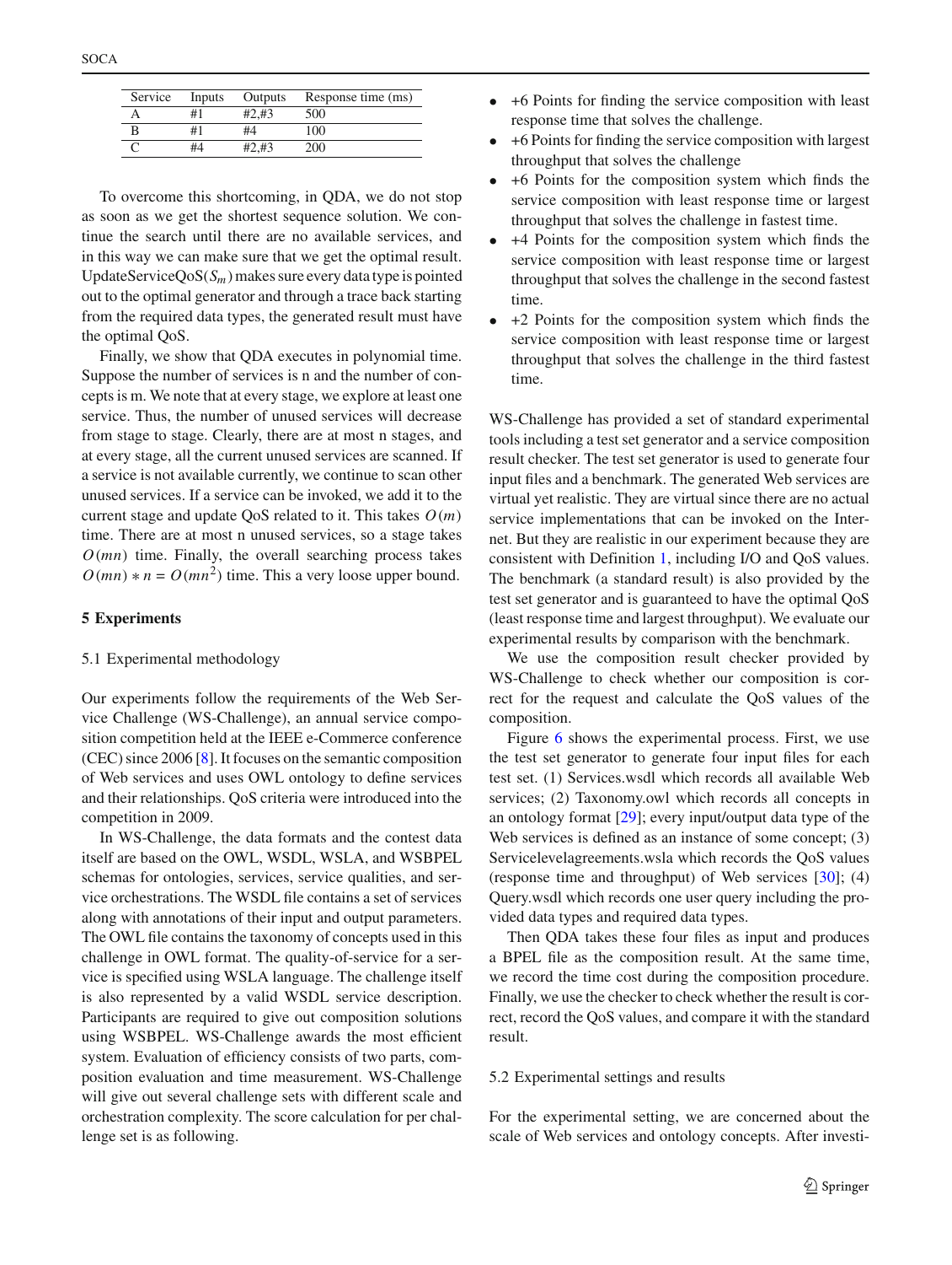| Service | Inputs | Outputs | Response time (ms) |
| --- | --- | --- | --- |
| A | #1 | #2,#3 | 500 |
| B | #1 | #4 | 100 |
| C | #4 | #2,#3 | 200 |

To overcome this shortcoming, in QDA, we do not stop as soon as we get the shortest sequence solution. We continue the search until there are no available services, and in this way we can make sure that we get the optimal result. UpdateServiceQoS($S_m$) makes sure every data type is pointed out to the optimal generator and through a trace back starting from the required data types, the generated result must have the optimal QoS.

Finally, we show that QDA executes in polynomial time. Suppose the number of services is n and the number of concepts is m. We note that at every stage, we explore at least one service. Thus, the number of unused services will decrease from stage to stage. Clearly, there are at most n stages, and at every stage, all the current unused services are scanned. If a service is not available currently, we continue to scan other unused services. If a service can be invoked, we add it to the current stage and update QoS related to it. This takes $O(m)$ time. There are at most n unused services, so a stage takes $O(mn)$ time. Finally, the overall searching process takes $O(mn) * n = O(mn^2)$ time. This a very loose upper bound.

## 5 Experiments

### 5.1 Experimental methodology

Our experiments follow the requirements of the Web Service Challenge (WS-Challenge), an annual service composition competition held at the IEEE e-Commerce conference (CEC) since 2006 [8]. It focuses on the semantic composition of Web services and uses OWL ontology to define services and their relationships. QoS criteria were introduced into the competition in 2009.

In WS-Challenge, the data formats and the contest data itself are based on the OWL, WSDL, WSLA, and WSBPEL schemas for ontologies, services, service qualities, and service orchestrations. The WSDL file contains a set of services along with annotations of their input and output parameters. The OWL file contains the taxonomy of concepts used in this challenge in OWL format. The quality-of-service for a service is specified using WSLA language. The challenge itself is also represented by a valid WSDL service description. Participants are required to give out composition solutions using WSBPEL. WS-Challenge awards the most efficient system. Evaluation of efficiency consists of two parts, composition evaluation and time measurement. WS-Challenge will give out several challenge sets with different scale and orchestration complexity. The score calculation for per challenge set is as following.

- +6 Points for finding the service composition with least response time that solves the challenge.
- +6 Points for finding the service composition with largest throughput that solves the challenge
- +6 Points for the composition system which finds the service composition with least response time or largest throughput that solves the challenge in fastest time.
- +4 Points for the composition system which finds the service composition with least response time or largest throughput that solves the challenge in the second fastest time.
- +2 Points for the composition system which finds the service composition with least response time or largest throughput that solves the challenge in the third fastest time.

WS-Challenge has provided a set of standard experimental tools including a test set generator and a service composition result checker. The test set generator is used to generate four input files and a benchmark. The generated Web services are virtual yet realistic. They are virtual since there are no actual service implementations that can be invoked on the Internet. But they are realistic in our experiment because they are consistent with Definition 1, including I/O and QoS values. The benchmark (a standard result) is also provided by the test set generator and is guaranteed to have the optimal QoS (least response time and largest throughput). We evaluate our experimental results by comparison with the benchmark.

We use the composition result checker provided by WS-Challenge to check whether our composition is correct for the request and calculate the QoS values of the composition.

Figure 6 shows the experimental process. First, we use the test set generator to generate four input files for each test set. (1) Services.wsdl which records all available Web services; (2) Taxonomy.owl which records all concepts in an ontology format [29]; every input/output data type of the Web services is defined as an instance of some concept; (3) Servicelevelagreements.wsla which records the QoS values (response time and throughput) of Web services [30]; (4) Query.wsdl which records one user query including the provided data types and required data types.

Then QDA takes these four files as input and produces a BPEL file as the composition result. At the same time, we record the time cost during the composition procedure. Finally, we use the checker to check whether the result is correct, record the QoS values, and compare it with the standard result.

### 5.2 Experimental settings and results

For the experimental setting, we are concerned about the scale of Web services and ontology concepts. After investi-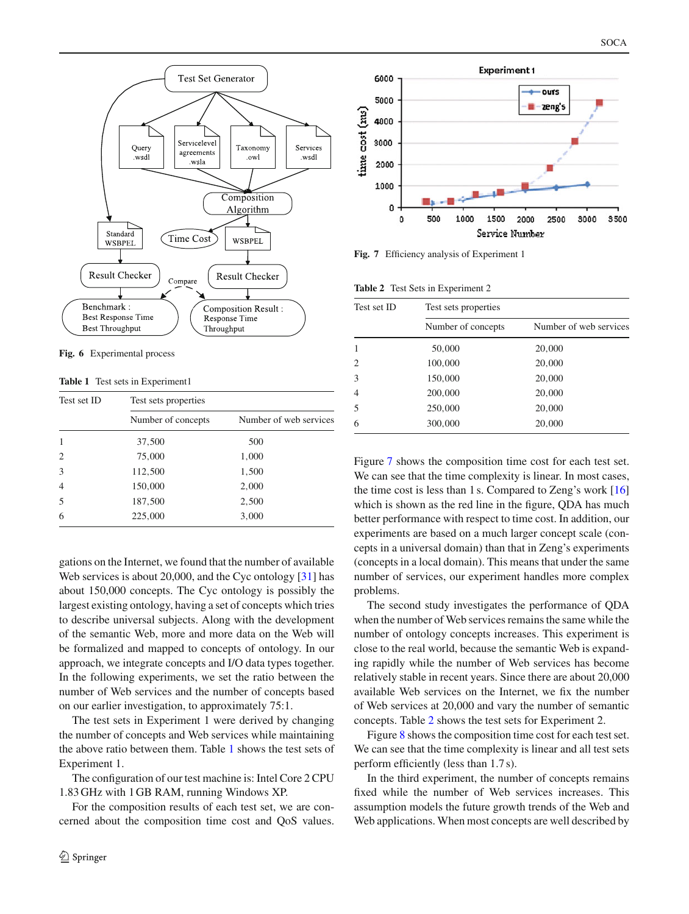Fig. 6 Experimental process

**Table 1** Test sets in Experiment1

| Test set ID | Test sets properties | |
|---|---|---|
| | Number of concepts | Number of web services |
| 1 | 37,500 | 500 |
| 2 | 75,000 | 1,000 |
| 3 | 112,500 | 1,500 |
| 4 | 150,000 | 2,000 |
| 5 | 187,500 | 2,500 |
| 6 | 225,000 | 3,000 |

gations on the Internet, we found that the number of available Web services is about 20,000, and the Cyc ontology [31] has about 150,000 concepts. The Cyc ontology is possibly the largest existing ontology, having a set of concepts which tries to describe universal subjects. Along with the development of the semantic Web, more and more data on the Web will be formalized and mapped to concepts of ontology. In our approach, we integrate concepts and I/O data types together. In the following experiments, we set the ratio between the number of Web services and the number of concepts based on our earlier investigation, to approximately 75:1.

The test sets in Experiment 1 were derived by changing the number of concepts and Web services while maintaining the above ratio between them. Table 1 shows the test sets of Experiment 1.

The configuration of our test machine is: Intel Core 2 CPU 1.83 GHz with 1 GB RAM, running Windows XP.

For the composition results of each test set, we are concerned about the composition time cost and QoS values.

Fig. 7 Efficiency analysis of Experiment 1

**Table 2** Test Sets in Experiment 2

| Test set ID | Test sets properties | |
|---|---|---|
| | Number of concepts | Number of web services |
| 1 | 50,000 | 20,000 |
| 2 | 100,000 | 20,000 |
| 3 | 150,000 | 20,000 |
| 4 | 200,000 | 20,000 |
| 5 | 250,000 | 20,000 |
| 6 | 300,000 | 20,000 |

Figure 7 shows the composition time cost for each test set. We can see that the time complexity is linear. In most cases, the time cost is less than 1 s. Compared to Zeng's work [16] which is shown as the red line in the figure, QDA has much better performance with respect to time cost. In addition, our experiments are based on a much larger concept scale (concepts in a universal domain) than that in Zeng's experiments (concepts in a local domain). This means that under the same number of services, our experiment handles more complex problems.

The second study investigates the performance of QDA when the number of Web services remains the same while the number of ontology concepts increases. This experiment is close to the real world, because the semantic Web is expanding rapidly while the number of Web services has become relatively stable in recent years. Since there are about 20,000 available Web services on the Internet, we fix the number of Web services at 20,000 and vary the number of semantic concepts. Table 2 shows the test sets for Experiment 2.

Figure 8 shows the composition time cost for each test set. We can see that the time complexity is linear and all test sets perform efficiently (less than 1.7 s).

In the third experiment, the number of concepts remains fixed while the number of Web services increases. This assumption models the future growth trends of the Web and Web applications. When most concepts are well described by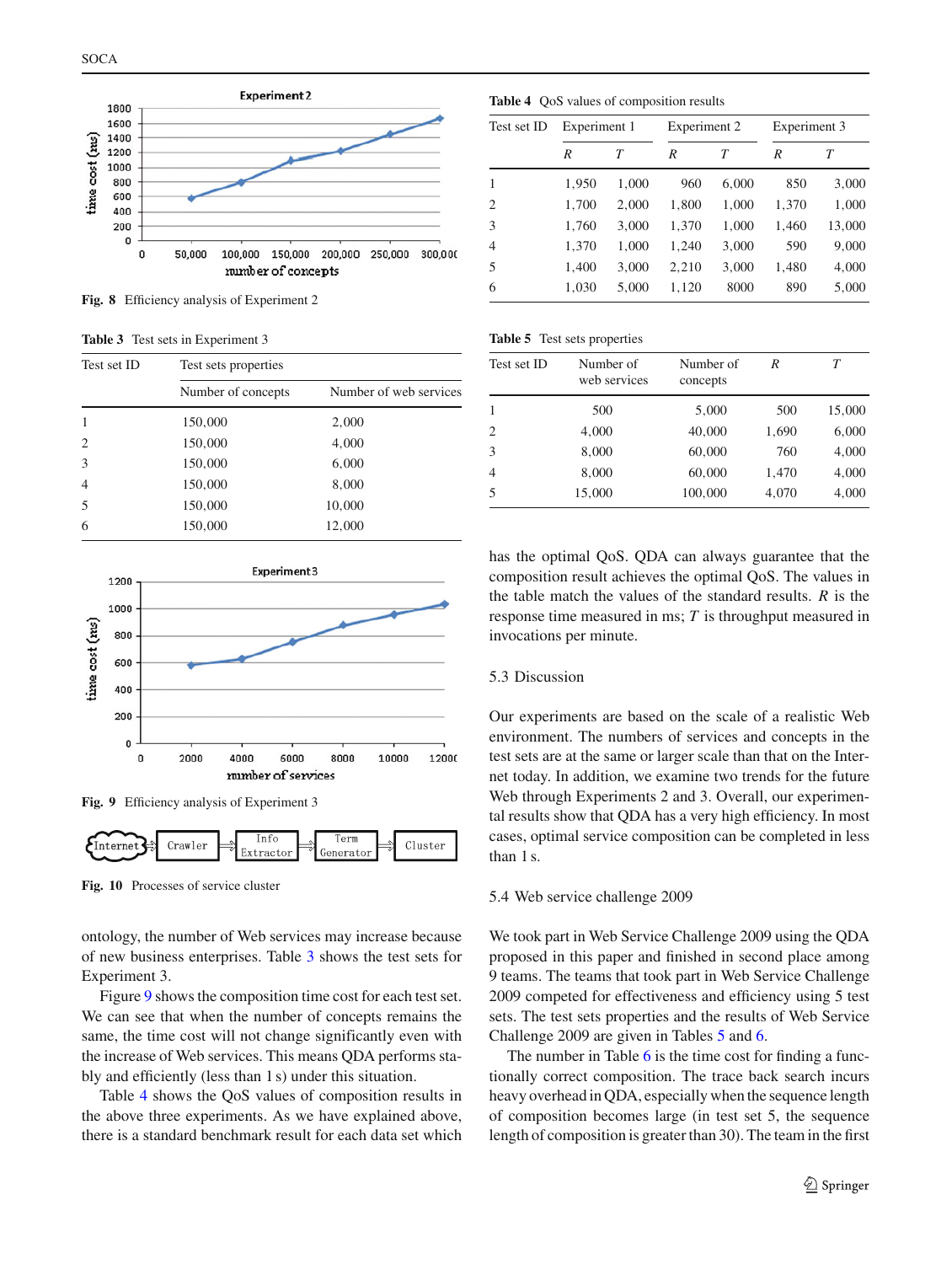Fig. 8 Efficiency analysis of Experiment 2

**Table 3** Test sets in Experiment 3

| Test set ID | Test sets properties | |
|---|---|---|
| | Number of concepts | Number of web services |
| 1 | 150,000 | 2,000 |
| 2 | 150,000 | 4,000 |
| 3 | 150,000 | 6,000 |
| 4 | 150,000 | 8,000 |
| 5 | 150,000 | 10,000 |
| 6 | 150,000 | 12,000 |

Fig. 9 Efficiency analysis of Experiment 3

Fig. 10 Processes of service cluster

ontology, the number of Web services may increase because of new business enterprises. Table 3 shows the test sets for Experiment 3.

Figure 9 shows the composition time cost for each test set. We can see that when the number of concepts remains the same, the time cost will not change significantly even with the increase of Web services. This means QDA performs stably and efficiently (less than 1 s) under this situation.

Table 4 shows the QoS values of composition results in the above three experiments. As we have explained above, there is a standard benchmark result for each data set which has the optimal QoS. QDA can always guarantee that the composition result achieves the optimal QoS. The values in the table match the values of the standard results. *R* is the response time measured in ms; *T* is throughput measured in invocations per minute.

**Table 4** QoS values of composition results

| Test set ID | Experiment 1 | | Experiment 2 | | Experiment 3 | |
|---|---|---|---|---|---|---|
| | *R* | *T* | *R* | *T* | *R* | *T* |
| 1 | 1,950 | 1,000 | 960 | 6,000 | 850 | 3,000 |
| 2 | 1,700 | 2,000 | 1,800 | 1,000 | 1,370 | 1,000 |
| 3 | 1,760 | 3,000 | 1,370 | 1,000 | 1,460 | 13,000 |
| 4 | 1,370 | 1,000 | 1,240 | 3,000 | 590 | 9,000 |
| 5 | 1,400 | 3,000 | 2,210 | 3,000 | 1,480 | 4,000 |
| 6 | 1,030 | 5,000 | 1,120 | 8000 | 890 | 5,000 |

**Table 5** Test sets properties

| Test set ID | Number of web services | Number of concepts | *R* | *T* |
|---|---|---|---|---|
| 1 | 500 | 5,000 | 500 | 15,000 |
| 2 | 4,000 | 40,000 | 1,690 | 6,000 |
| 3 | 8,000 | 60,000 | 760 | 4,000 |
| 4 | 8,000 | 60,000 | 1,470 | 4,000 |
| 5 | 15,000 | 100,000 | 4,070 | 4,000 |

### 5.3 Discussion

Our experiments are based on the scale of a realistic Web environment. The numbers of services and concepts in the test sets are at the same or larger scale than that on the Internet today. In addition, we examine two trends for the future Web through Experiments 2 and 3. Overall, our experimental results show that QDA has a very high efficiency. In most cases, optimal service composition can be completed in less than 1 s.

### 5.4 Web service challenge 2009

We took part in Web Service Challenge 2009 using the QDA proposed in this paper and finished in second place among 9 teams. The teams that took part in Web Service Challenge 2009 competed for effectiveness and efficiency using 5 test sets. The test sets properties and the results of Web Service Challenge 2009 are given in Tables 5 and 6.

The number in Table 6 is the time cost for finding a functionally correct composition. The trace back search incurs heavy overhead in QDA, especially when the sequence length of composition becomes large (in test set 5, the sequence length of composition is greater than 30). The team in the first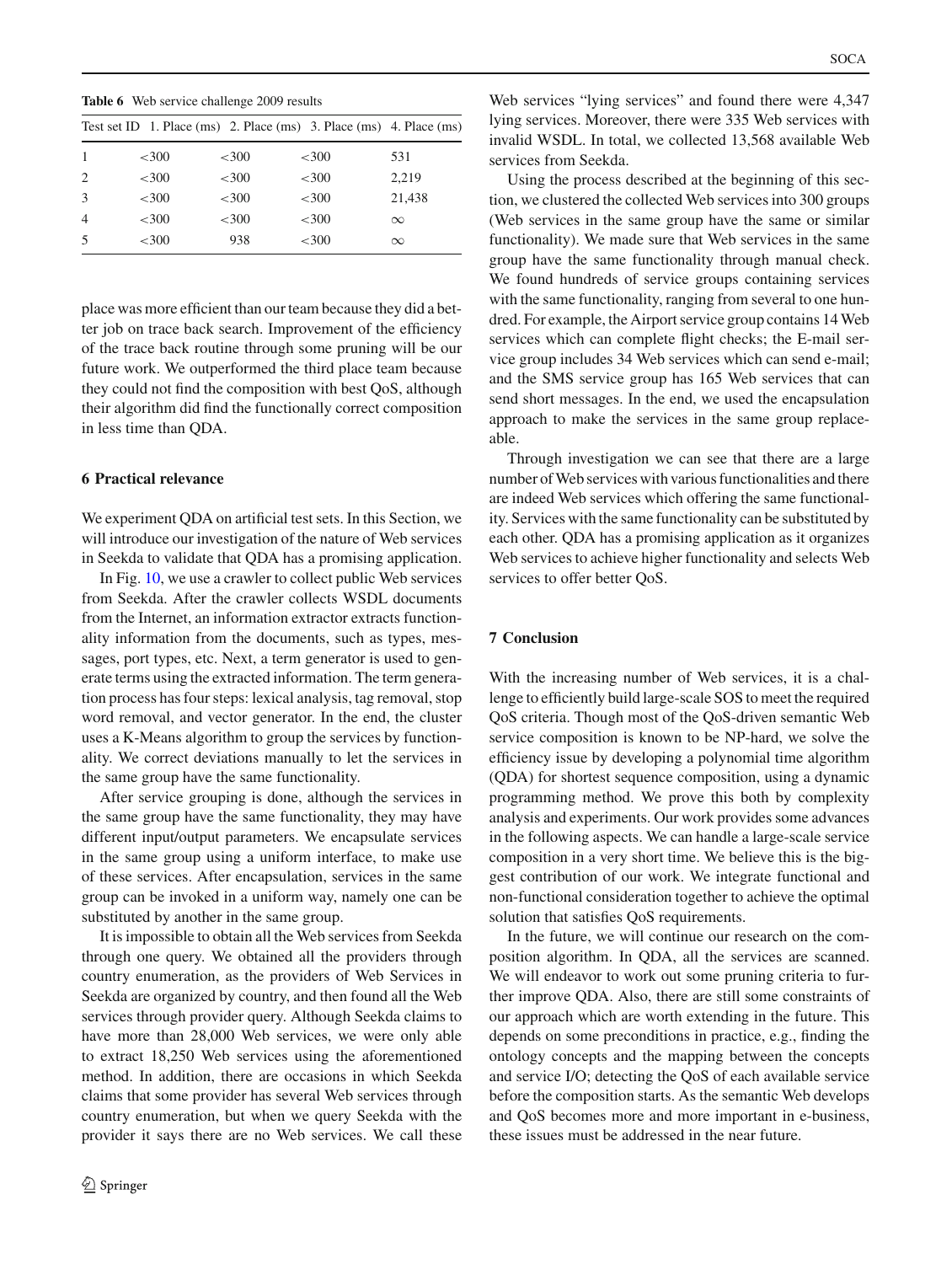**Table 6** Web service challenge 2009 results

| Test set ID | 1. Place (ms) | 2. Place (ms) | 3. Place (ms) | 4. Place (ms) |
|---|---|---|---|---|
| 1 | <300 | <300 | <300 | 531 |
| 2 | <300 | <300 | <300 | 2,219 |
| 3 | <300 | <300 | <300 | 21,438 |
| 4 | <300 | <300 | <300 | $\infty$ |
| 5 | <300 | 938 | <300 | $\infty$ |

place was more efficient than our team because they did a better job on trace back search. Improvement of the efficiency of the trace back routine through some pruning will be our future work. We outperformed the third place team because they could not find the composition with best QoS, although their algorithm did find the functionally correct composition in less time than QDA.

## 6 Practical relevance

We experiment QDA on artificial test sets. In this Section, we will introduce our investigation of the nature of Web services in Seekda to validate that QDA has a promising application.

In Fig. 10, we use a crawler to collect public Web services from Seekda. After the crawler collects WSDL documents from the Internet, an information extractor extracts functionality information from the documents, such as types, messages, port types, etc. Next, a term generator is used to generate terms using the extracted information. The term generation process has four steps: lexical analysis, tag removal, stop word removal, and vector generator. In the end, the cluster uses a K-Means algorithm to group the services by functionality. We correct deviations manually to let the services in the same group have the same functionality.

After service grouping is done, although the services in the same group have the same functionality, they may have different input/output parameters. We encapsulate services in the same group using a uniform interface, to make use of these services. After encapsulation, services in the same group can be invoked in a uniform way, namely one can be substituted by another in the same group.

It is impossible to obtain all the Web services from Seekda through one query. We obtained all the providers through country enumeration, as the providers of Web Services in Seekda are organized by country, and then found all the Web services through provider query. Although Seekda claims to have more than 28,000 Web services, we were only able to extract 18,250 Web services using the aforementioned method. In addition, there are occasions in which Seekda claims that some provider has several Web services through country enumeration, but when we query Seekda with the provider it says there are no Web services. We call these Web services "lying services" and found there were 4,347 lying services. Moreover, there were 335 Web services with invalid WSDL. In total, we collected 13,568 available Web services from Seekda.

Using the process described at the beginning of this section, we clustered the collected Web services into 300 groups (Web services in the same group have the same or similar functionality). We made sure that Web services in the same group have the same functionality through manual check. We found hundreds of service groups containing services with the same functionality, ranging from several to one hundred. For example, the Airport service group contains 14 Web services which can complete flight checks; the E-mail service group includes 34 Web services which can send e-mail; and the SMS service group has 165 Web services that can send short messages. In the end, we used the encapsulation approach to make the services in the same group replaceable.

Through investigation we can see that there are a large number of Web services with various functionalities and there are indeed Web services which offering the same functionality. Services with the same functionality can be substituted by each other. QDA has a promising application as it organizes Web services to achieve higher functionality and selects Web services to offer better QoS.

## 7 Conclusion

With the increasing number of Web services, it is a challenge to efficiently build large-scale SOS to meet the required QoS criteria. Though most of the QoS-driven semantic Web service composition is known to be NP-hard, we solve the efficiency issue by developing a polynomial time algorithm (QDA) for shortest sequence composition, using a dynamic programming method. We prove this both by complexity analysis and experiments. Our work provides some advances in the following aspects. We can handle a large-scale service composition in a very short time. We believe this is the biggest contribution of our work. We integrate functional and non-functional consideration together to achieve the optimal solution that satisfies QoS requirements.

In the future, we will continue our research on the composition algorithm. In QDA, all the services are scanned. We will endeavor to work out some pruning criteria to further improve QDA. Also, there are still some constraints of our approach which are worth extending in the future. This depends on some preconditions in practice, e.g., finding the ontology concepts and the mapping between the concepts and service I/O; detecting the QoS of each available service before the composition starts. As the semantic Web develops and QoS becomes more and more important in e-business, these issues must be addressed in the near future.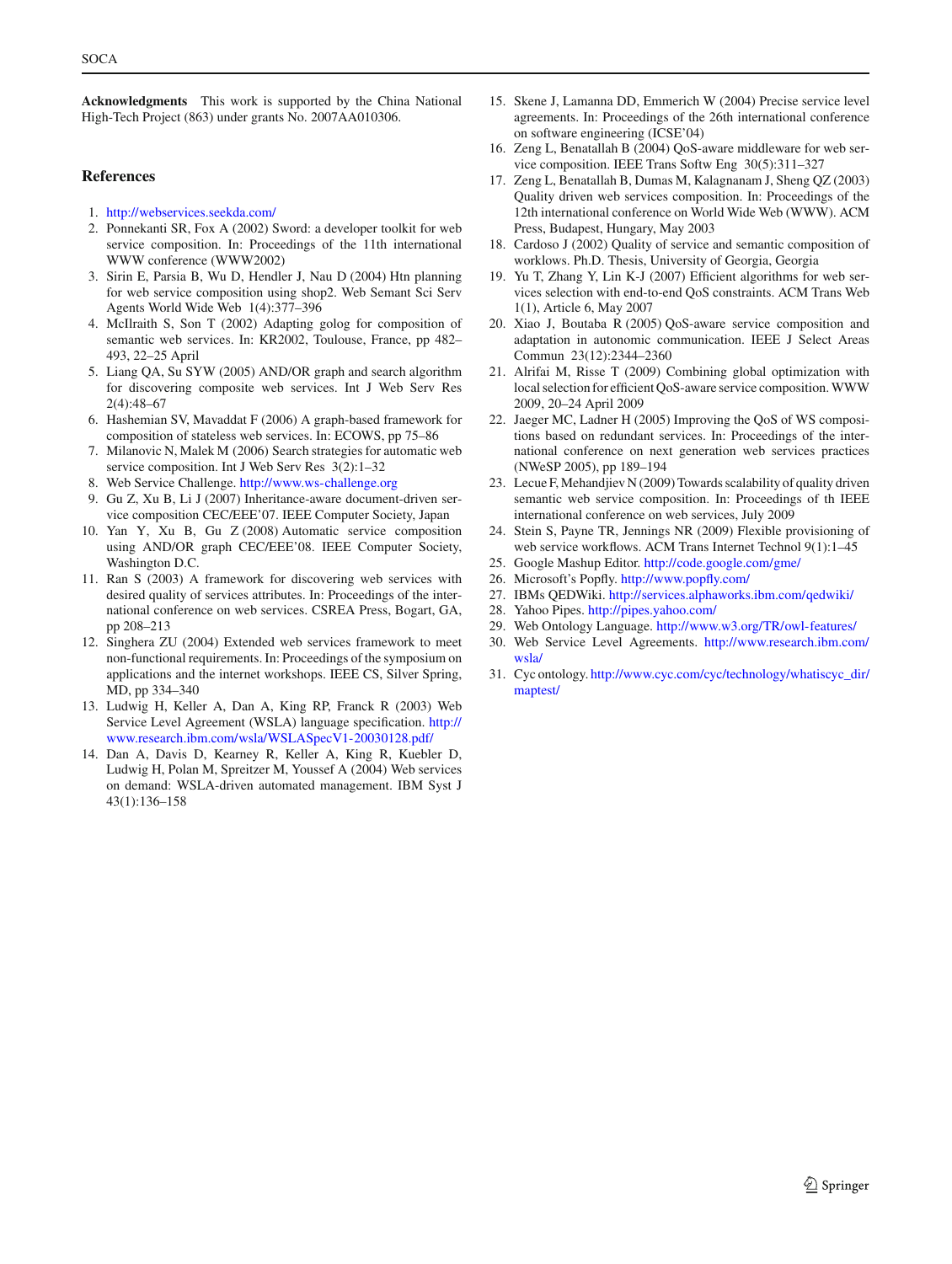**Acknowledgments** This work is supported by the China National High-Tech Project (863) under grants No. 2007AA010306.

## References

1. http://webservices.seekda.com/
2. Ponnekanti SR, Fox A (2002) Sword: a developer toolkit for web service composition. In: Proceedings of the 11th international WWW conference (WWW2002)
3. Sirin E, Parsia B, Wu D, Hendler J, Nau D (2004) Htn planning for web service composition using shop2. Web Semant Sci Serv Agents World Wide Web 1(4):377–396
4. McIlraith S, Son T (2002) Adapting golog for composition of semantic web services. In: KR2002, Toulouse, France, pp 482–493, 22–25 April
5. Liang QA, Su SYW (2005) AND/OR graph and search algorithm for discovering composite web services. Int J Web Serv Res 2(4):48–67
6. Hashemian SV, Mavaddat F (2006) A graph-based framework for composition of stateless web services. In: ECOWS, pp 75–86
7. Milanovic N, Malek M (2006) Search strategies for automatic web service composition. Int J Web Serv Res 3(2):1–32
8. Web Service Challenge. http://www.ws-challenge.org
9. Gu Z, Xu B, Li J (2007) Inheritance-aware document-driven service composition CEC/EEE'07. IEEE Computer Society, Japan
10. Yan Y, Xu B, Gu Z (2008) Automatic service composition using AND/OR graph CEC/EEE'08. IEEE Computer Society, Washington D.C.
11. Ran S (2003) A framework for discovering web services with desired quality of services attributes. In: Proceedings of the international conference on web services. CSREA Press, Bogart, GA, pp 208–213
12. Singhera ZU (2004) Extended web services framework to meet non-functional requirements. In: Proceedings of the symposium on applications and the internet workshops. IEEE CS, Silver Spring, MD, pp 334–340
13. Ludwig H, Keller A, Dan A, King RP, Franck R (2003) Web Service Level Agreement (WSLA) language specification. http://www.research.ibm.com/wsla/WSLASpecV1-20030128.pdf/
14. Dan A, Davis D, Kearney R, Keller A, King R, Kuebler D, Ludwig H, Polan M, Spreitzer M, Youssef A (2004) Web services on demand: WSLA-driven automated management. IBM Syst J 43(1):136–158
15. Skene J, Lamanna DD, Emmerich W (2004) Precise service level agreements. In: Proceedings of the 26th international conference on software engineering (ICSE'04)
16. Zeng L, Benatallah B (2004) QoS-aware middleware for web service composition. IEEE Trans Softw Eng 30(5):311–327
17. Zeng L, Benatallah B, Dumas M, Kalagnanam J, Sheng QZ (2003) Quality driven web services composition. In: Proceedings of the 12th international conference on World Wide Web (WWW). ACM Press, Budapest, Hungary, May 2003
18. Cardoso J (2002) Quality of service and semantic composition of workflows. Ph.D. Thesis, University of Georgia, Georgia
19. Yu T, Zhang Y, Lin K-J (2007) Efficient algorithms for web services selection with end-to-end QoS constraints. ACM Trans Web 1(1), Article 6, May 2007
20. Xiao J, Boutaba R (2005) QoS-aware service composition and adaptation in autonomic communication. IEEE J Select Areas Commun 23(12):2344–2360
21. Alrifai M, Risse T (2009) Combining global optimization with local selection for efficient QoS-aware service composition. WWW 2009, 20–24 April 2009
22. Jaeger MC, Ladner H (2005) Improving the QoS of WS compositions based on redundant services. In: Proceedings of the international conference on next generation web services practices (NWeSP 2005), pp 189–194
23. Lecue F, Mehandjiev N (2009) Towards scalability of quality driven semantic web service composition. In: Proceedings of th IEEE international conference on web services, July 2009
24. Stein S, Payne TR, Jennings NR (2009) Flexible provisioning of web service workflows. ACM Trans Internet Technol 9(1):1–45
25. Google Mashup Editor. http://code.google.com/gme/
26. Microsoft's Popfly. http://www.popfly.com/
27. IBMs QEDWiki. http://services.alphaworks.ibm.com/qedwiki/
28. Yahoo Pipes. http://pipes.yahoo.com/
29. Web Ontology Language. http://www.w3.org/TR/owl-features/
30. Web Service Level Agreements. http://www.research.ibm.com/wsla/
31. Cyc ontology. http://www.cyc.com/cyc/technology/whatiscyc_dir/maptest/